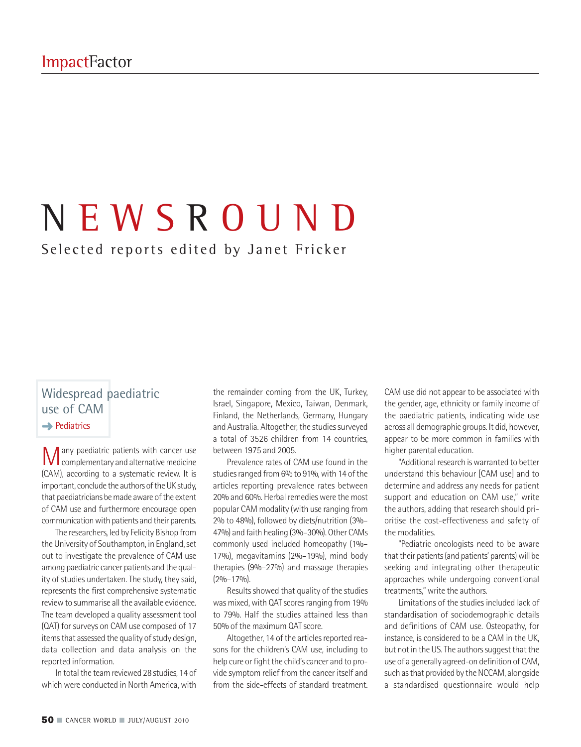# NEWSROUND

Selected reports edited by Janet Fricker

## Widespread paediatric use of CAM

➡ Pediatrics

Many paediatric patients with cancer use complementary and alternative medicine (CAM), according to a systematic review. It is important, conclude the authors of the UK study, that paediatricians be made aware of the extent of CAM use and furthermore encourage open communication with patients and their parents.

The researchers, led by Felicity Bishop from the University of Southampton, in England, set out to investigate the prevalence of CAM use among paediatric cancer patients and the quality of studies undertaken. The study, they said, represents the first comprehensive systematic review to summarise all the available evidence. The team developed a quality assessment tool (QAT) for surveys on CAM use composed of 17 items that assessed the quality of study design, data collection and data analysis on the reported information.

In total the team reviewed 28 studies, 14 of which were conducted in North America, with the remainder coming from the UK, Turkey, Israel, Singapore, Mexico, Taiwan, Denmark, Finland, the Netherlands, Germany, Hungary and Australia. Altogether, the studies surveyed a total of 3526 children from 14 countries, between 1975 and 2005.

Prevalence rates of CAM use found in the studies ranged from 6% to 91%, with 14 of the articles reporting prevalence rates between 20% and 60%. Herbal remedies were the most popular CAM modality (with use ranging from 2% to 48%), followed by diets/nutrition (3%–47%) and faith healing (3%–30%). Other CAMs commonly used included homeopathy (1%–17%), megavitamins (2%–19%), mind body therapies (9%–27%) and massage therapies (2%–17%).

Results showed that quality of the studies was mixed, with QAT scores ranging from 19% to 79%. Half the studies attained less than 50% of the maximum QAT score.

Altogether, 14 of the articles reported reasons for the children's CAM use, including to help cure or fight the child's cancer and to provide symptom relief from the cancer itself and from the side-effects of standard treatment. CAM use did not appear to be associated with the gender, age, ethnicity or family income of the paediatric patients, indicating wide use across all demographic groups. It did, however, appear to be more common in families with higher parental education.

"Additional research is warranted to better understand this behaviour [CAM use] and to determine and address any needs for patient support and education on CAM use," write the authors, adding that research should prioritise the cost-effectiveness and safety of the modalities.

"Pediatric oncologists need to be aware that their patients (and patients' parents) will be seeking and integrating other therapeutic approaches while undergoing conventional treatments," write the authors.

Limitations of the studies included lack of standardisation of sociodemographic details and definitions of CAM use. Osteopathy, for instance, is considered to be a CAM in the UK, but not in the US. The authors suggest that the use of a generally agreed-on definition of CAM, such as that provided by the NCCAM, alongside a standardised questionnaire would help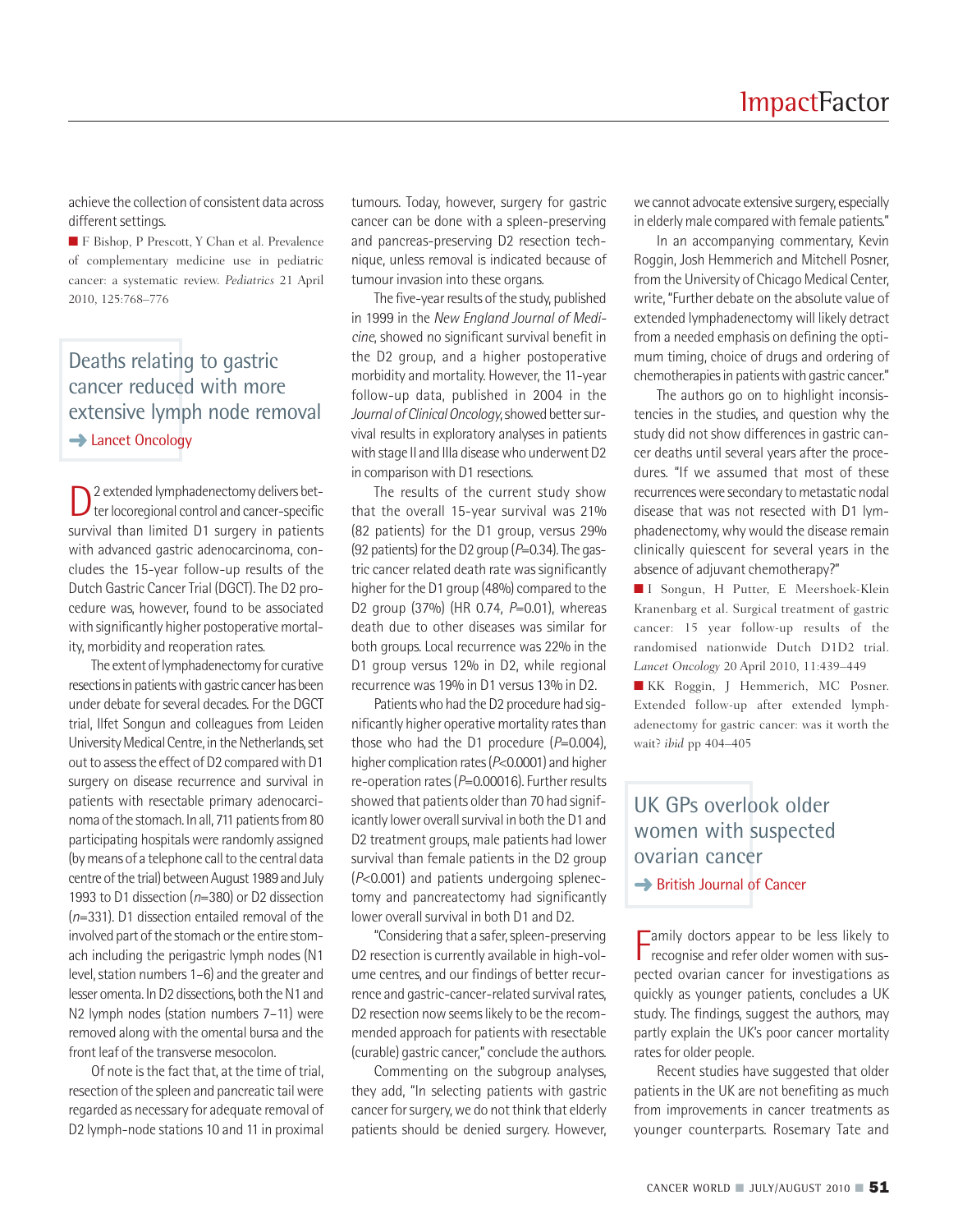achieve the collection of consistent data across different settings.

■ F Bishop, P Prescott, Y Chan et al. Prevalence of complementary medicine use in pediatric cancer: a systematic review. *Pediatrics* 21 April 2010, 125:768–776

## Deaths relating to gastric cancer reduced with more extensive lymph node removal

➜ Lancet Oncology

D2 extended lymphadenectomy delivers better locoregional control and cancer-specific survival than limited D1 surgery in patients with advanced gastric adenocarcinoma, concludes the 15-year follow-up results of the Dutch Gastric Cancer Trial (DGCT). The D2 procedure was, however, found to be associated with significantly higher postoperative mortality, morbidity and reoperation rates.

The extent of lymphadenectomy for curative resections in patients with gastric cancer has been under debate for several decades. For the DGCT trial, Ilfet Songun and colleagues from Leiden University Medical Centre, in the Netherlands, set out to assess the effect of D2 compared with D1 surgery on disease recurrence and survival in patients with resectable primary adenocarcinoma of the stomach. In all, 711 patients from 80 participating hospitals were randomly assigned (by means of a telephone call to the central data centre of the trial) between August 1989 and July 1993 to D1 dissection ($n$=380) or D2 dissection ($n$=331). D1 dissection entailed removal of the involved part of the stomach or the entire stomach including the perigastric lymph nodes (N1 level, station numbers 1–6) and the greater and lesser omenta. In D2 dissections, both the N1 and N2 lymph nodes (station numbers 7–11) were removed along with the omental bursa and the front leaf of the transverse mesocolon.

Of note is the fact that, at the time of trial, resection of the spleen and pancreatic tail were regarded as necessary for adequate removal of D2 lymph-node stations 10 and 11 in proximal tumours. Today, however, surgery for gastric cancer can be done with a spleen-preserving and pancreas-preserving D2 resection technique, unless removal is indicated because of tumour invasion into these organs.

The five-year results of the study, published in 1999 in the *New England Journal of Medicine*, showed no significant survival benefit in the D2 group, and a higher postoperative morbidity and mortality. However, the 11-year follow-up data, published in 2004 in the *Journal of Clinical Oncology*, showed better survival results in exploratory analyses in patients with stage II and IIIa disease who underwent D2 in comparison with D1 resections.

The results of the current study show that the overall 15-year survival was 21% (82 patients) for the D1 group, versus 29% (92 patients) for the D2 group ($P$=0.34). The gastric cancer related death rate was significantly higher for the D1 group (48%) compared to the D2 group (37%) (HR 0.74, $P$=0.01), whereas death due to other diseases was similar for both groups. Local recurrence was 22% in the D1 group versus 12% in D2, while regional recurrence was 19% in D1 versus 13% in D2.

Patients who had the D2 procedure had significantly higher operative mortality rates than those who had the D1 procedure ($P$=0.004), higher complication rates ($P$<0.0001) and higher re-operation rates ($P$=0.00016). Further results showed that patients older than 70 had significantly lower overall survival in both the D1 and D2 treatment groups, male patients had lower survival than female patients in the D2 group ($P$<0.001) and patients undergoing splenectomy and pancreatectomy had significantly lower overall survival in both D1 and D2.

"Considering that a safer, spleen-preserving D2 resection is currently available in high-volume centres, and our findings of better recurrence and gastric-cancer-related survival rates, D2 resection now seems likely to be the recommended approach for patients with resectable (curable) gastric cancer," conclude the authors.

Commenting on the subgroup analyses, they add, "In selecting patients with gastric cancer for surgery, we do not think that elderly patients should be denied surgery. However, we cannot advocate extensive surgery, especially in elderly male compared with female patients."

In an accompanying commentary, Kevin Roggin, Josh Hemmerich and Mitchell Posner, from the University of Chicago Medical Center, write, "Further debate on the absolute value of extended lymphadenectomy will likely detract from a needed emphasis on defining the optimum timing, choice of drugs and ordering of chemotherapies in patients with gastric cancer."

The authors go on to highlight inconsistencies in the studies, and question why the study did not show differences in gastric cancer deaths until several years after the procedures. "If we assumed that most of these recurrences were secondary to metastatic nodal disease that was not resected with D1 lymphadenectomy, why would the disease remain clinically quiescent for several years in the absence of adjuvant chemotherapy?"

■ I Songun, H Putter, E Meershoek-Klein Kranenbarg et al. Surgical treatment of gastric cancer: 15 year follow-up results of the randomised nationwide Dutch D1D2 trial. *Lancet Oncology* 20 April 2010, 11:439–449

■ KK Roggin, J Hemmerich, MC Posner. Extended follow-up after extended lymphadenectomy for gastric cancer: was it worth the wait? *ibid* pp 404–405

## UK GPs overlook older women with suspected ovarian cancer

➜ British Journal of Cancer

Family doctors appear to be less likely to recognise and refer older women with suspected ovarian cancer for investigations as quickly as younger patients, concludes a UK study. The findings, suggest the authors, may partly explain the UK's poor cancer mortality rates for older people.

Recent studies have suggested that older patients in the UK are not benefiting as much from improvements in cancer treatments as younger counterparts. Rosemary Tate and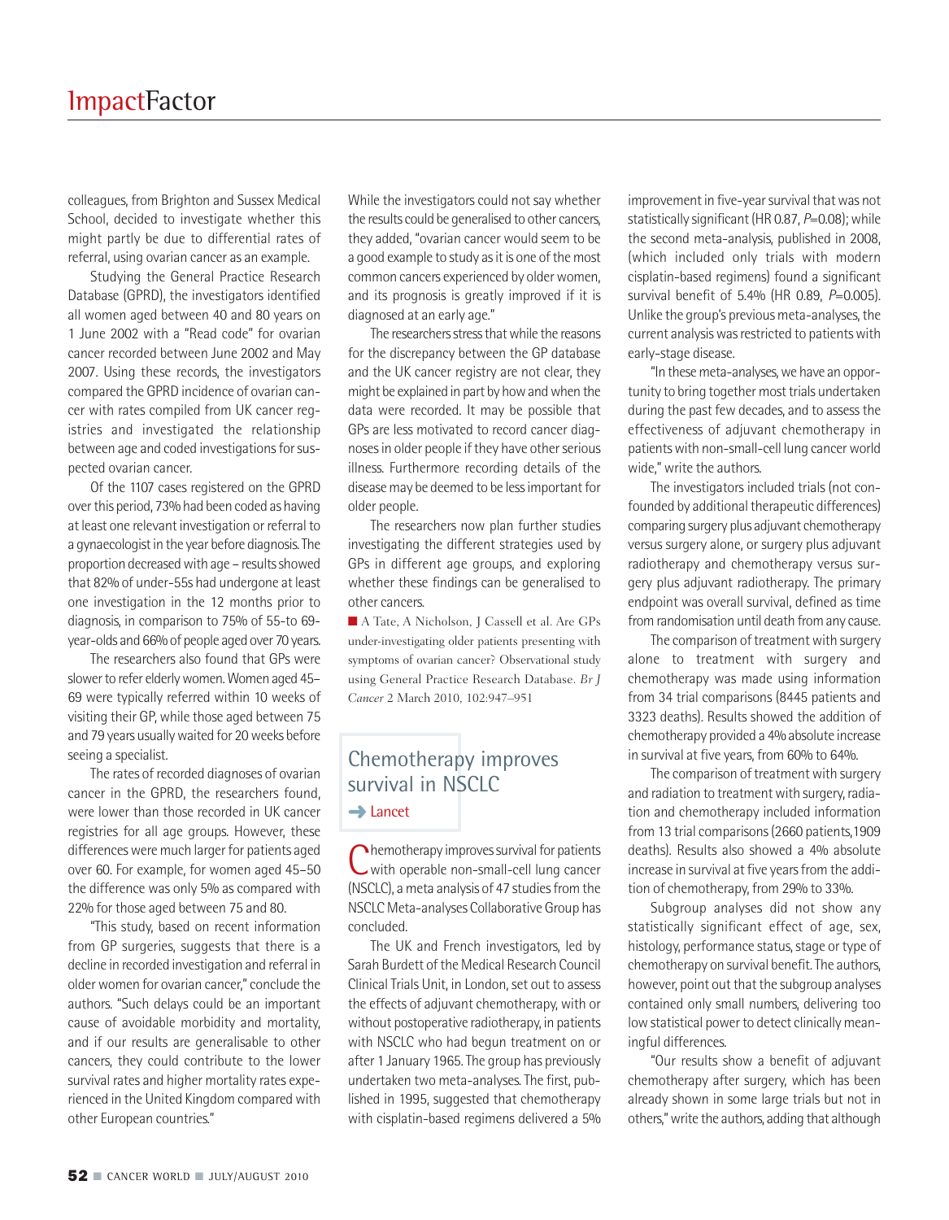colleagues, from Brighton and Sussex Medical School, decided to investigate whether this might partly be due to differential rates of referral, using ovarian cancer as an example.

Studying the General Practice Research Database (GPRD), the investigators identified all women aged between 40 and 80 years on 1 June 2002 with a "Read code" for ovarian cancer recorded between June 2002 and May 2007. Using these records, the investigators compared the GPRD incidence of ovarian cancer with rates compiled from UK cancer registries and investigated the relationship between age and coded investigations for suspected ovarian cancer.

Of the 1107 cases registered on the GPRD over this period, 73% had been coded as having at least one relevant investigation or referral to a gynaecologist in the year before diagnosis. The proportion decreased with age – results showed that 82% of under-55s had undergone at least one investigation in the 12 months prior to diagnosis, in comparison to 75% of 55-to 69-year-olds and 66% of people aged over 70 years.

The researchers also found that GPs were slower to refer elderly women. Women aged 45–69 were typically referred within 10 weeks of visiting their GP, while those aged between 75 and 79 years usually waited for 20 weeks before seeing a specialist.

The rates of recorded diagnoses of ovarian cancer in the GPRD, the researchers found, were lower than those recorded in UK cancer registries for all age groups. However, these differences were much larger for patients aged over 60. For example, for women aged 45–50 the difference was only 5% as compared with 22% for those aged between 75 and 80.

"This study, based on recent information from GP surgeries, suggests that there is a decline in recorded investigation and referral in older women for ovarian cancer," conclude the authors. "Such delays could be an important cause of avoidable morbidity and mortality, and if our results are generalisable to other cancers, they could contribute to the lower survival rates and higher mortality rates experienced in the United Kingdom compared with other European countries."

While the investigators could not say whether the results could be generalised to other cancers, they added, "ovarian cancer would seem to be a good example to study as it is one of the most common cancers experienced by older women, and its prognosis is greatly improved if it is diagnosed at an early age."

The researchers stress that while the reasons for the discrepancy between the GP database and the UK cancer registry are not clear, they might be explained in part by how and when the data were recorded. It may be possible that GPs are less motivated to record cancer diagnoses in older people if they have other serious illness. Furthermore recording details of the disease may be deemed to be less important for older people.

The researchers now plan further studies investigating the different strategies used by GPs in different age groups, and exploring whether these findings can be generalised to other cancers.

■ A Tate, A Nicholson, J Cassell et al. Are GPs under-investigating older patients presenting with symptoms of ovarian cancer? Observational study using General Practice Research Database. *Br J Cancer* 2 March 2010, 102:947–951

## Chemotherapy improves survival in NSCLC

➜ Lancet

Chemotherapy improves survival for patients with operable non-small-cell lung cancer (NSCLC), a meta analysis of 47 studies from the NSCLC Meta-analyses Collaborative Group has concluded.

The UK and French investigators, led by Sarah Burdett of the Medical Research Council Clinical Trials Unit, in London, set out to assess the effects of adjuvant chemotherapy, with or without postoperative radiotherapy, in patients with NSCLC who had begun treatment on or after 1 January 1965. The group has previously undertaken two meta-analyses. The first, published in 1995, suggested that chemotherapy with cisplatin-based regimens delivered a 5% improvement in five-year survival that was not statistically significant (HR 0.87, $P$=0.08); while the second meta-analysis, published in 2008, (which included only trials with modern cisplatin-based regimens) found a significant survival benefit of 5.4% (HR 0.89, $P$=0.005). Unlike the group's previous meta-analyses, the current analysis was restricted to patients with early-stage disease.

"In these meta-analyses, we have an opportunity to bring together most trials undertaken during the past few decades, and to assess the effectiveness of adjuvant chemotherapy in patients with non-small-cell lung cancer world wide," write the authors.

The investigators included trials (not confounded by additional therapeutic differences) comparing surgery plus adjuvant chemotherapy versus surgery alone, or surgery plus adjuvant radiotherapy and chemotherapy versus surgery plus adjuvant radiotherapy. The primary endpoint was overall survival, defined as time from randomisation until death from any cause.

The comparison of treatment with surgery alone to treatment with surgery and chemotherapy was made using information from 34 trial comparisons (8445 patients and 3323 deaths). Results showed the addition of chemotherapy provided a 4% absolute increase in survival at five years, from 60% to 64%.

The comparison of treatment with surgery and radiation to treatment with surgery, radiation and chemotherapy included information from 13 trial comparisons (2660 patients,1909 deaths). Results also showed a 4% absolute increase in survival at five years from the addition of chemotherapy, from 29% to 33%.

Subgroup analyses did not show any statistically significant effect of age, sex, histology, performance status, stage or type of chemotherapy on survival benefit. The authors, however, point out that the subgroup analyses contained only small numbers, delivering too low statistical power to detect clinically meaningful differences.

"Our results show a benefit of adjuvant chemotherapy after surgery, which has been already shown in some large trials but not in others," write the authors, adding that although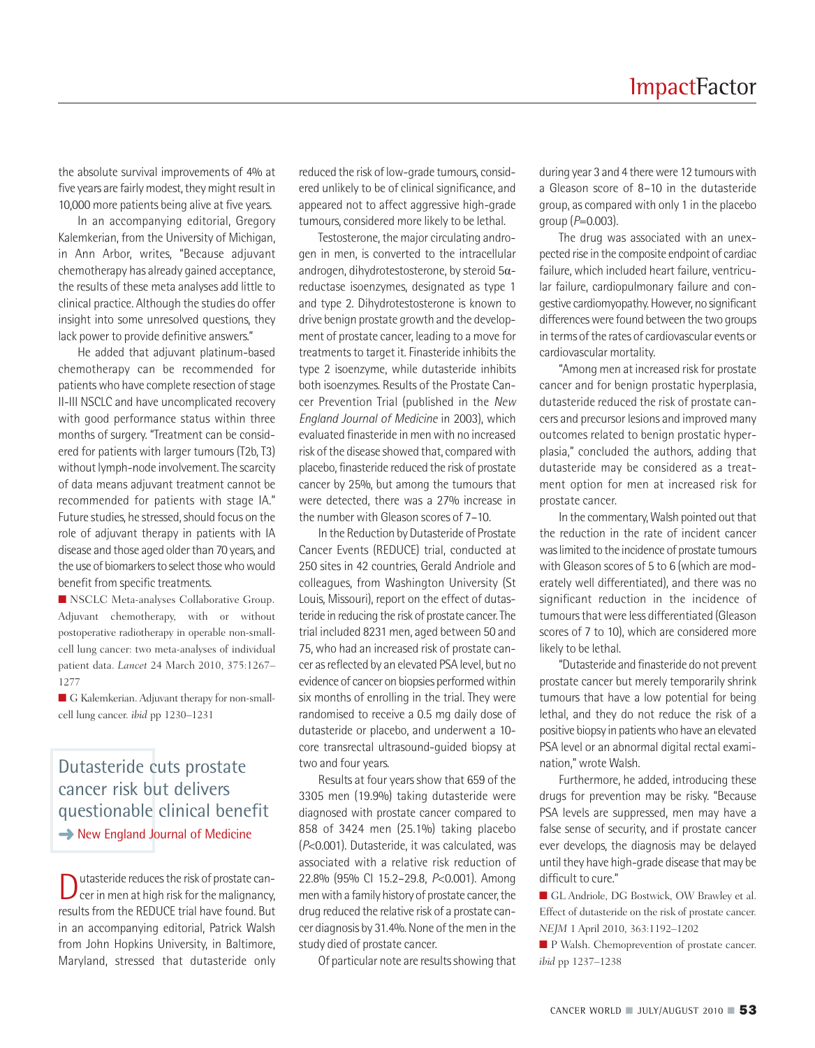the absolute survival improvements of 4% at five years are fairly modest, they might result in 10,000 more patients being alive at five years.

In an accompanying editorial, Gregory Kalemkerian, from the University of Michigan, in Ann Arbor, writes, "Because adjuvant chemotherapy has already gained acceptance, the results of these meta analyses add little to clinical practice. Although the studies do offer insight into some unresolved questions, they lack power to provide definitive answers."

He added that adjuvant platinum-based chemotherapy can be recommended for patients who have complete resection of stage II–III NSCLC and have uncomplicated recovery with good performance status within three months of surgery. "Treatment can be considered for patients with larger tumours (T2b, T3) without lymph-node involvement. The scarcity of data means adjuvant treatment cannot be recommended for patients with stage IA." Future studies, he stressed, should focus on the role of adjuvant therapy in patients with IA disease and those aged older than 70 years, and the use of biomarkers to select those who would benefit from specific treatments.

■ NSCLC Meta-analyses Collaborative Group. Adjuvant chemotherapy, with or without postoperative radiotherapy in operable non-small-cell lung cancer: two meta-analyses of individual patient data. *Lancet* 24 March 2010, 375:1267–1277

■ G Kalemkerian. Adjuvant therapy for non-small-cell lung cancer. *ibid* pp 1230–1231

## Dutasteride cuts prostate cancer risk but delivers questionable clinical benefit

➜ New England Journal of Medicine

Dutasteride reduces the risk of prostate cancer in men at high risk for the malignancy, results from the REDUCE trial have found. But in an accompanying editorial, Patrick Walsh from John Hopkins University, in Baltimore, Maryland, stressed that dutasteride only reduced the risk of low-grade tumours, considered unlikely to be of clinical significance, and appeared not to affect aggressive high-grade tumours, considered more likely to be lethal.

Testosterone, the major circulating androgen in men, is converted to the intracellular androgen, dihydrotestosterone, by steroid 5α-reductase isoenzymes, designated as type 1 and type 2. Dihydrotestosterone is known to drive benign prostate growth and the development of prostate cancer, leading to a move for treatments to target it. Finasteride inhibits the type 2 isoenzyme, while dutasteride inhibits both isoenzymes. Results of the Prostate Cancer Prevention Trial (published in the *New England Journal of Medicine* in 2003), which evaluated finasteride in men with no increased risk of the disease showed that, compared with placebo, finasteride reduced the risk of prostate cancer by 25%, but among the tumours that were detected, there was a 27% increase in the number with Gleason scores of 7–10.

In the Reduction by Dutasteride of Prostate Cancer Events (REDUCE) trial, conducted at 250 sites in 42 countries, Gerald Andriole and colleagues, from Washington University (St Louis, Missouri), report on the effect of dutasteride in reducing the risk of prostate cancer. The trial included 8231 men, aged between 50 and 75, who had an increased risk of prostate cancer as reflected by an elevated PSA level, but no evidence of cancer on biopsies performed within six months of enrolling in the trial. They were randomised to receive a 0.5 mg daily dose of dutasteride or placebo, and underwent a 10-core transrectal ultrasound-guided biopsy at two and four years.

Results at four years show that 659 of the 3305 men (19.9%) taking dutasteride were diagnosed with prostate cancer compared to 858 of 3424 men (25.1%) taking placebo ($P<0.001$). Dutasteride, it was calculated, was associated with a relative risk reduction of 22.8% (95% CI 15.2–29.8, $P<0.001$). Among men with a family history of prostate cancer, the drug reduced the relative risk of a prostate cancer diagnosis by 31.4%. None of the men in the study died of prostate cancer.

Of particular note are results showing that during year 3 and 4 there were 12 tumours with a Gleason score of 8–10 in the dutasteride group, as compared with only 1 in the placebo group ($P=0.003$).

The drug was associated with an unexpected rise in the composite endpoint of cardiac failure, which included heart failure, ventricular failure, cardiopulmonary failure and congestive cardiomyopathy. However, no significant differences were found between the two groups in terms of the rates of cardiovascular events or cardiovascular mortality.

"Among men at increased risk for prostate cancer and for benign prostatic hyperplasia, dutasteride reduced the risk of prostate cancers and precursor lesions and improved many outcomes related to benign prostatic hyperplasia," concluded the authors, adding that dutasteride may be considered as a treatment option for men at increased risk for prostate cancer.

In the commentary, Walsh pointed out that the reduction in the rate of incident cancer was limited to the incidence of prostate tumours with Gleason scores of 5 to 6 (which are moderately well differentiated), and there was no significant reduction in the incidence of tumours that were less differentiated (Gleason scores of 7 to 10), which are considered more likely to be lethal.

"Dutasteride and finasteride do not prevent prostate cancer but merely temporarily shrink tumours that have a low potential for being lethal, and they do not reduce the risk of a positive biopsy in patients who have an elevated PSA level or an abnormal digital rectal examination," wrote Walsh.

Furthermore, he added, introducing these drugs for prevention may be risky. "Because PSA levels are suppressed, men may have a false sense of security, and if prostate cancer ever develops, the diagnosis may be delayed until they have high-grade disease that may be difficult to cure."

■ GL Andriole, DG Bostwick, OW Brawley et al. Effect of dutasteride on the risk of prostate cancer. *NEJM* 1 April 2010, 363:1192–1202

■ P Walsh. Chemoprevention of prostate cancer. *ibid* pp 1237–1238